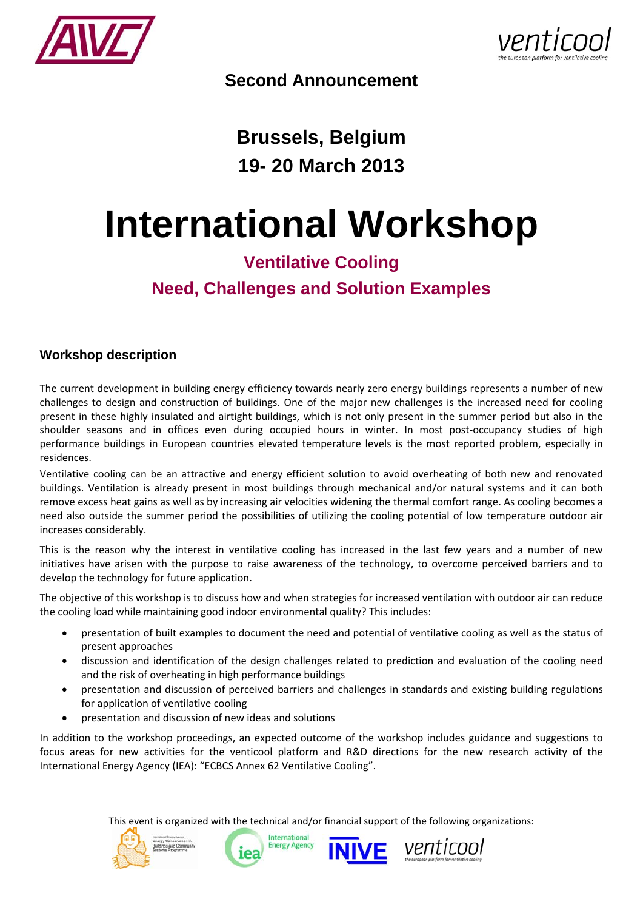Second Announcement

**Brussels, Belgium**
**19- 20 March 2013**

# International Workshop

## Ventilative Cooling
## Need, Challenges and Solution Examples

### Workshop description

The current development in building energy efficiency towards nearly zero energy buildings represents a number of new challenges to design and construction of buildings. One of the major new challenges is the increased need for cooling present in these highly insulated and airtight buildings, which is not only present in the summer period but also in the shoulder seasons and in offices even during occupied hours in winter. In most post-occupancy studies of high performance buildings in European countries elevated temperature levels is the most reported problem, especially in residences.

Ventilative cooling can be an attractive and energy efficient solution to avoid overheating of both new and renovated buildings. Ventilation is already present in most buildings through mechanical and/or natural systems and it can both remove excess heat gains as well as by increasing air velocities widening the thermal comfort range. As cooling becomes a need also outside the summer period the possibilities of utilizing the cooling potential of low temperature outdoor air increases considerably.

This is the reason why the interest in ventilative cooling has increased in the last few years and a number of new initiatives have arisen with the purpose to raise awareness of the technology, to overcome perceived barriers and to develop the technology for future application.

The objective of this workshop is to discuss how and when strategies for increased ventilation with outdoor air can reduce the cooling load while maintaining good indoor environmental quality? This includes:

- presentation of built examples to document the need and potential of ventilative cooling as well as the status of present approaches
- discussion and identification of the design challenges related to prediction and evaluation of the cooling need and the risk of overheating in high performance buildings
- presentation and discussion of perceived barriers and challenges in standards and existing building regulations for application of ventilative cooling
- presentation and discussion of new ideas and solutions

In addition to the workshop proceedings, an expected outcome of the workshop includes guidance and suggestions to focus areas for new activities for the venticool platform and R&D directions for the new research activity of the International Energy Agency (IEA): "ECBCS Annex 62 Ventilative Cooling".

This event is organized with the technical and/or financial support of the following organizations: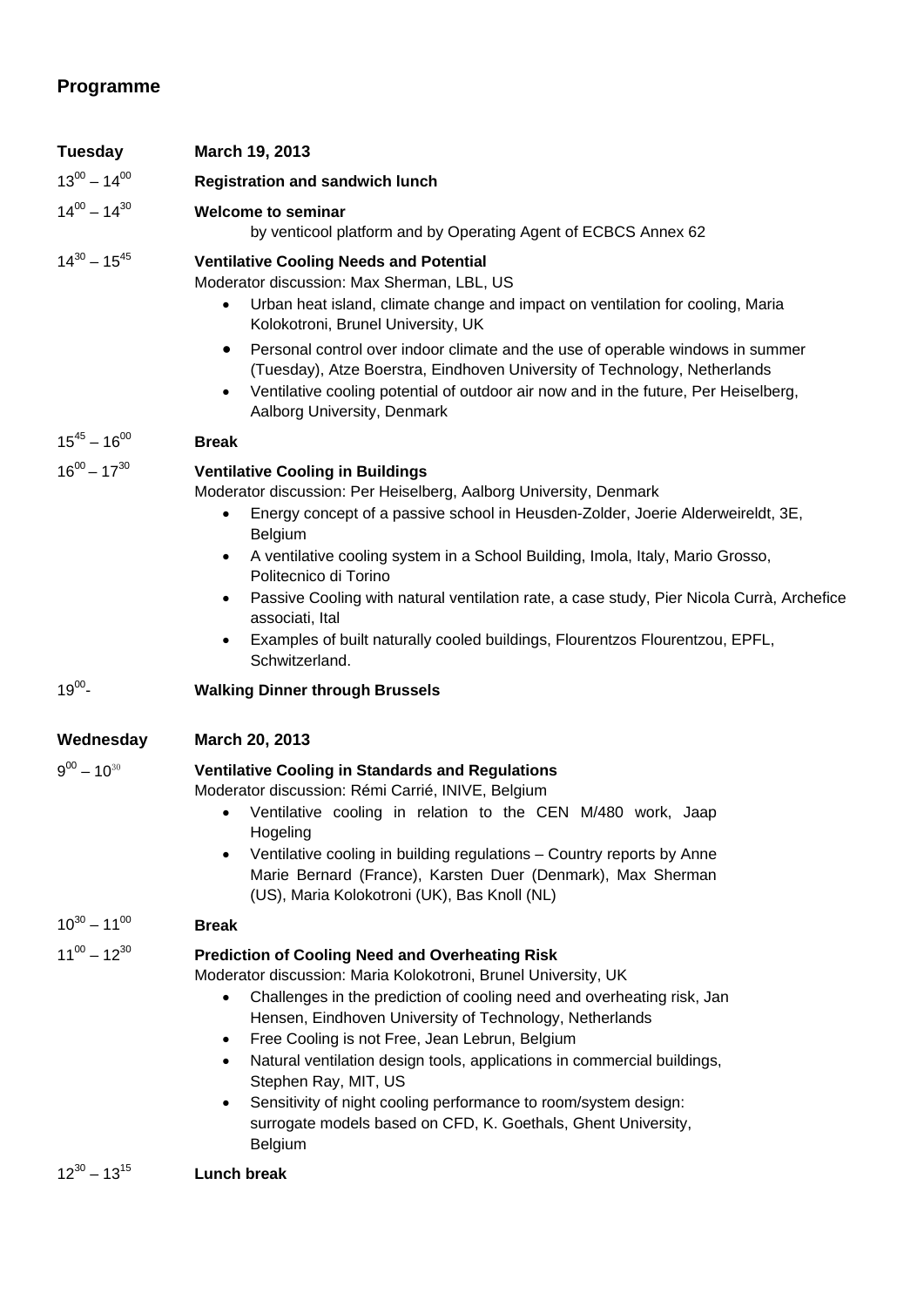## Programme

**Tuesday** **March 19, 2013**

$13^{00} – 14^{00}$ **Registration and sandwich lunch**

$14^{00} – 14^{30}$ **Welcome to seminar**
by venticool platform and by Operating Agent of ECBCS Annex 62

$14^{30} – 15^{45}$ **Ventilative Cooling Needs and Potential**
Moderator discussion: Max Sherman, LBL, US

- Urban heat island, climate change and impact on ventilation for cooling, Maria Kolokotroni, Brunel University, UK
- Personal control over indoor climate and the use of operable windows in summer (Tuesday), Atze Boerstra, Eindhoven University of Technology, Netherlands
- Ventilative cooling potential of outdoor air now and in the future, Per Heiselberg, Aalborg University, Denmark

$15^{45} – 16^{00}$ **Break**

$16^{00} – 17^{30}$ **Ventilative Cooling in Buildings**
Moderator discussion: Per Heiselberg, Aalborg University, Denmark

- Energy concept of a passive school in Heusden-Zolder, Joerie Alderweireldt, 3E, Belgium
- A ventilative cooling system in a School Building, Imola, Italy, Mario Grosso, Politecnico di Torino
- Passive Cooling with natural ventilation rate, a case study, Pier Nicola Currà, Archefice associati, Ital
- Examples of built naturally cooled buildings, Flourentzos Flourentzou, EPFL, Schwitzerland.

$19^{00}$- **Walking Dinner through Brussels**

**Wednesday** **March 20, 2013**

$9^{00} – 10^{30}$ **Ventilative Cooling in Standards and Regulations**
Moderator discussion: Rémi Carrié, INIVE, Belgium

- Ventilative cooling in relation to the CEN M/480 work, Jaap Hogeling
- Ventilative cooling in building regulations – Country reports by Anne Marie Bernard (France), Karsten Duer (Denmark), Max Sherman (US), Maria Kolokotroni (UK), Bas Knoll (NL)

$10^{30} – 11^{00}$ **Break**

$11^{00} – 12^{30}$ **Prediction of Cooling Need and Overheating Risk**
Moderator discussion: Maria Kolokotroni, Brunel University, UK

- Challenges in the prediction of cooling need and overheating risk, Jan Hensen, Eindhoven University of Technology, Netherlands
- Free Cooling is not Free, Jean Lebrun, Belgium
- Natural ventilation design tools, applications in commercial buildings, Stephen Ray, MIT, US
- Sensitivity of night cooling performance to room/system design: surrogate models based on CFD, K. Goethals, Ghent University, Belgium

$12^{30} – 13^{15}$ **Lunch break**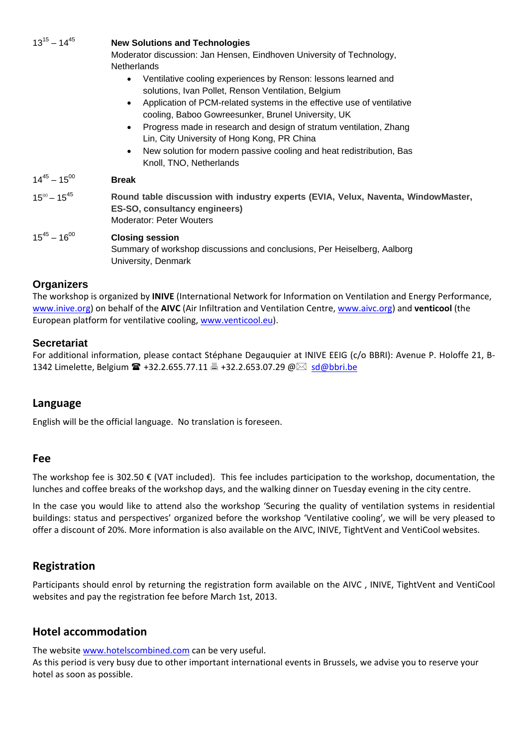| | |
|---|---|
| $13^{15} – 14^{45}$ | **New Solutions and Technologies**<br>Moderator discussion: Jan Hensen, Eindhoven University of Technology, Netherlands<br>• Ventilative cooling experiences by Renson: lessons learned and solutions, Ivan Pollet, Renson Ventilation, Belgium<br>• Application of PCM-related systems in the effective use of ventilative cooling, Baboo Gowreesunker, Brunel University, UK<br>• Progress made in research and design of stratum ventilation, Zhang Lin, City University of Hong Kong, PR China<br>• New solution for modern passive cooling and heat redistribution, Bas Knoll, TNO, Netherlands |
| $14^{45} – 15^{00}$ | **Break** |
| $15^{00} – 15^{45}$ | **Round table discussion with industry experts (EVIA, Velux, Naventa, WindowMaster, ES-SO, consultancy engineers)**<br>Moderator: Peter Wouters |
| $15^{45} – 16^{00}$ | **Closing session**<br>Summary of workshop discussions and conclusions, Per Heiselberg, Aalborg University, Denmark |

## Organizers

The workshop is organized by **INIVE** (International Network for Information on Ventilation and Energy Performance, www.inive.org) on behalf of the **AIVC** (Air Infiltration and Ventilation Centre, www.aivc.org) and **venticool** (the European platform for ventilative cooling, www.venticool.eu).

## Secretariat

For additional information, please contact Stéphane Degauquier at INIVE EEIG (c/o BBRI): Avenue P. Holoffe 21, B-1342 Limelette, Belgium ☎ +32.2.655.77.11 🖷 +32.2.653.07.29 @✉ sd@bbri.be

## Language

English will be the official language. No translation is foreseen.

## Fee

The workshop fee is 302.50 € (VAT included). This fee includes participation to the workshop, documentation, the lunches and coffee breaks of the workshop days, and the walking dinner on Tuesday evening in the city centre.

In the case you would like to attend also the workshop 'Securing the quality of ventilation systems in residential buildings: status and perspectives' organized before the workshop 'Ventilative cooling', we will be very pleased to offer a discount of 20%. More information is also available on the AIVC, INIVE, TightVent and VentiCool websites.

## Registration

Participants should enrol by returning the registration form available on the AIVC , INIVE, TightVent and VentiCool websites and pay the registration fee before March 1st, 2013.

## Hotel accommodation

The website www.hotelscombined.com can be very useful.
As this period is very busy due to other important international events in Brussels, we advise you to reserve your hotel as soon as possible.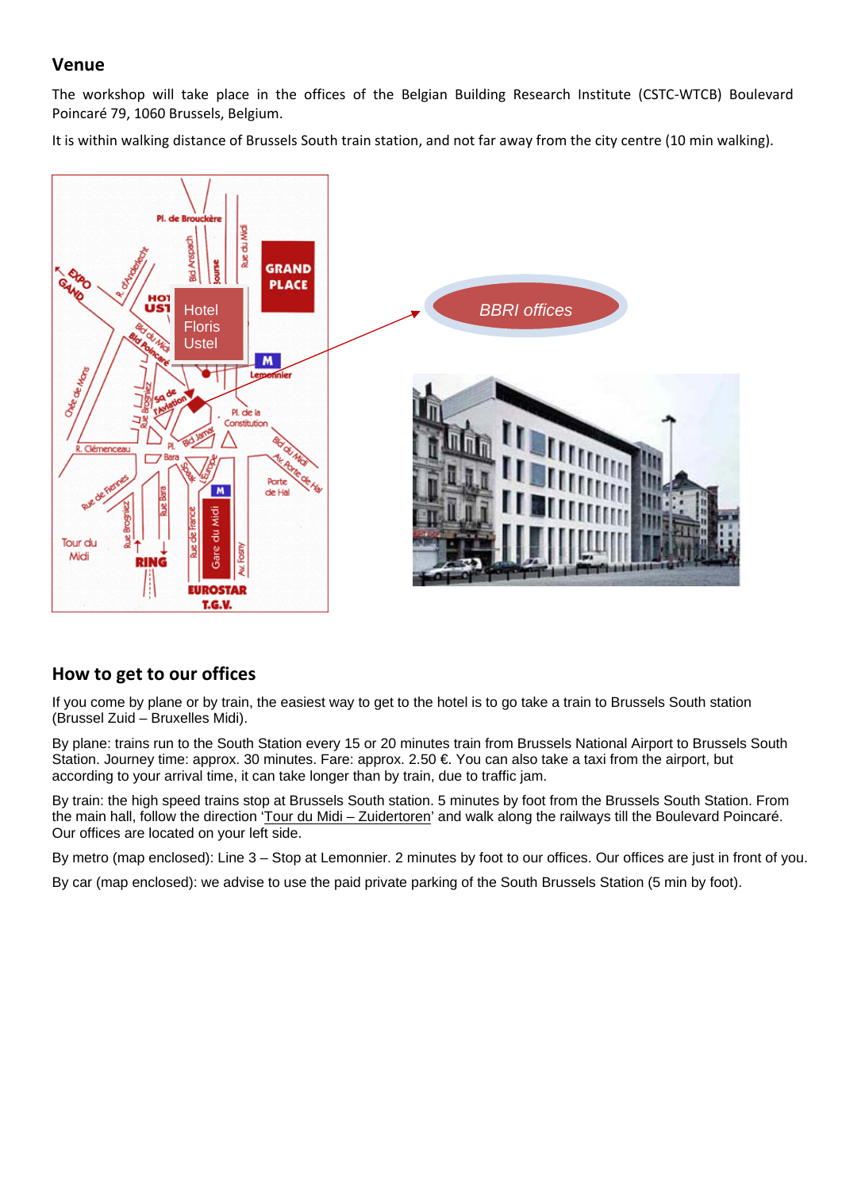## Venue

The workshop will take place in the offices of the Belgian Building Research Institute (CSTC-WTCB) Boulevard Poincaré 79, 1060 Brussels, Belgium.

It is within walking distance of Brussels South train station, and not far away from the city centre (10 min walking).

BBRI offices

## How to get to our offices

If you come by plane or by train, the easiest way to get to the hotel is to go take a train to Brussels South station (Brussel Zuid – Bruxelles Midi).

By plane: trains run to the South Station every 15 or 20 minutes train from Brussels National Airport to Brussels South Station. Journey time: approx. 30 minutes. Fare: approx. 2.50 €. You can also take a taxi from the airport, but according to your arrival time, it can take longer than by train, due to traffic jam.

By train: the high speed trains stop at Brussels South station. 5 minutes by foot from the Brussels South Station. From the main hall, follow the direction 'Tour du Midi – Zuidertoren' and walk along the railways till the Boulevard Poincaré. Our offices are located on your left side.

By metro (map enclosed): Line 3 – Stop at Lemonnier. 2 minutes by foot to our offices. Our offices are just in front of you.

By car (map enclosed): we advise to use the paid private parking of the South Brussels Station (5 min by foot).